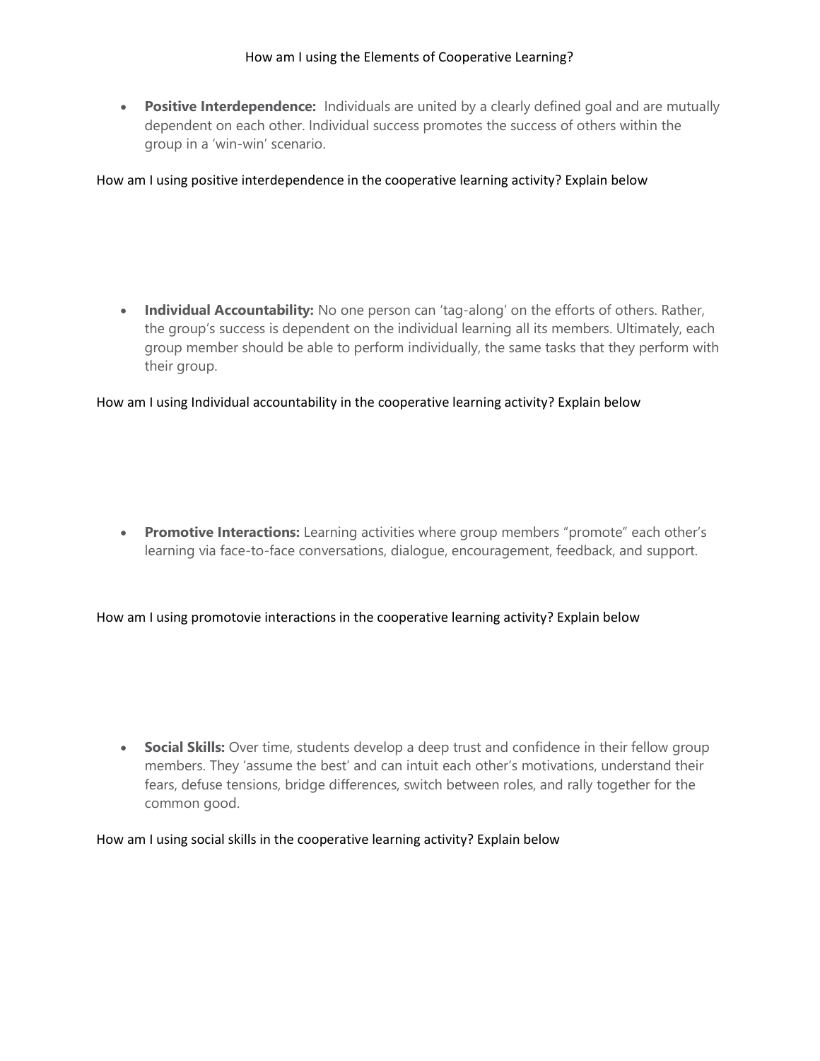How am I using the Elements of Cooperative Learning?

- **Positive Interdependence:** Individuals are united by a clearly defined goal and are mutually dependent on each other. Individual success promotes the success of others within the group in a 'win-win' scenario.

How am I using positive interdependence in the cooperative learning activity? Explain below

- **Individual Accountability:** No one person can 'tag-along' on the efforts of others. Rather, the group's success is dependent on the individual learning all its members. Ultimately, each group member should be able to perform individually, the same tasks that they perform with their group.

How am I using Individual accountability in the cooperative learning activity? Explain below

- **Promotive Interactions:** Learning activities where group members "promote" each other's learning via face-to-face conversations, dialogue, encouragement, feedback, and support.

How am I using promotovie interactions in the cooperative learning activity? Explain below

- **Social Skills:** Over time, students develop a deep trust and confidence in their fellow group members. They 'assume the best' and can intuit each other's motivations, understand their fears, defuse tensions, bridge differences, switch between roles, and rally together for the common good.

How am I using social skills in the cooperative learning activity? Explain below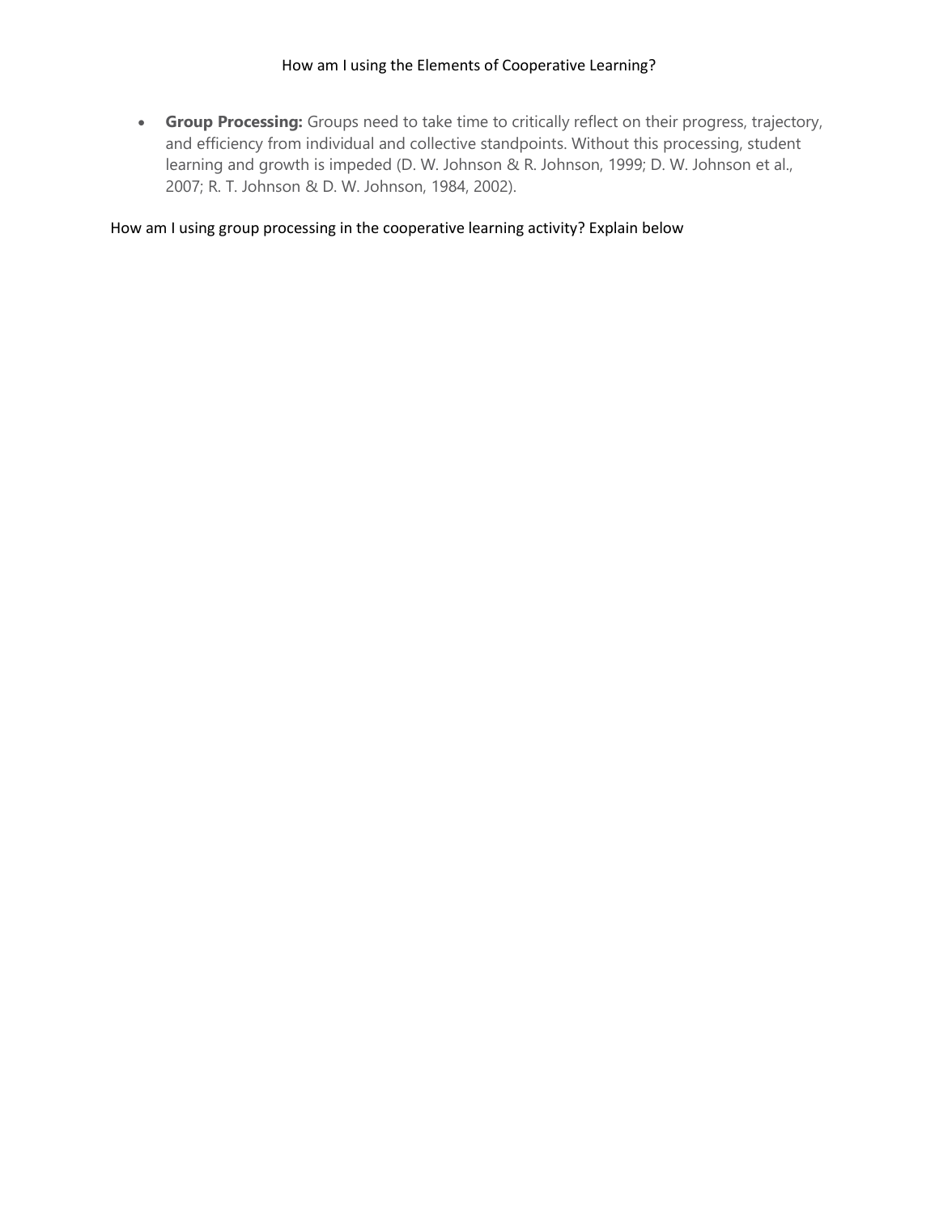How am I using the Elements of Cooperative Learning?

- **Group Processing:** Groups need to take time to critically reflect on their progress, trajectory, and efficiency from individual and collective standpoints. Without this processing, student learning and growth is impeded (D. W. Johnson & R. Johnson, 1999; D. W. Johnson et al., 2007; R. T. Johnson & D. W. Johnson, 1984, 2002).

How am I using group processing in the cooperative learning activity? Explain below